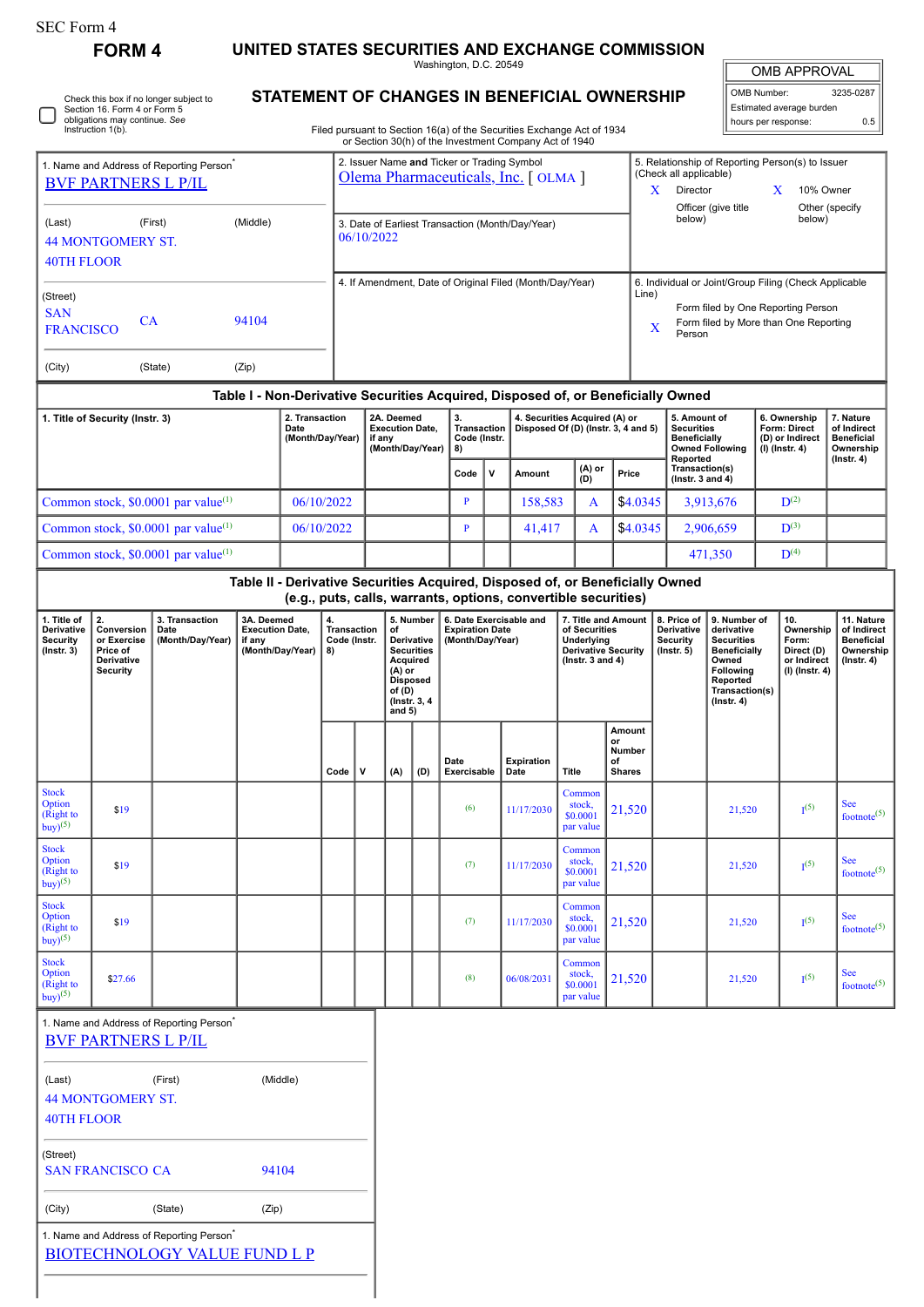SEC Form 4

# FORM 4

## UNITED STATES SECURITIES AND EXCHANGE COMMISSION

Washington, D.C. 20549

## STATEMENT OF CHANGES IN BENEFICIAL OWNERSHIP

Filed pursuant to Section 16(a) of the Securities Exchange Act of 1934 or Section 30(h) of the Investment Company Act of 1940

| OMB APPROVAL | |
|---|---|
| OMB Number: | 3235-0287 |
| Estimated average burden | |
| hours per response: | 0.5 |

Check this box if no longer subject to Section 16. Form 4 or Form 5 obligations may continue. *See* Instruction 1(b).

1. Name and Address of Reporting Person*
BVF PARTNERS L P/IL

(Last) (First) (Middle)
44 MONTGOMERY ST.
40TH FLOOR

(Street)
SAN FRANCISCO CA 94104

(City) (State) (Zip)

2. Issuer Name **and** Ticker or Trading Symbol
Olema Pharmaceuticals, Inc. [ OLMA ]

3. Date of Earliest Transaction (Month/Day/Year)
06/10/2022

4. If Amendment, Date of Original Filed (Month/Day/Year)

5. Relationship of Reporting Person(s) to Issuer (Check all applicable)
X Director
X 10% Owner
Officer (give title below)
Other (specify below)

6. Individual or Joint/Group Filing (Check Applicable Line)
Form filed by One Reporting Person
X Form filed by More than One Reporting Person

### Table I - Non-Derivative Securities Acquired, Disposed of, or Beneficially Owned

| 1. Title of Security (Instr. 3) | 2. Transaction Date (Month/Day/Year) | 2A. Deemed Execution Date, if any (Month/Day/Year) | 3. Transaction Code (Instr. 8) | | 4. Securities Acquired (A) or Disposed Of (D) (Instr. 3, 4 and 5) | | | 5. Amount of Securities Beneficially Owned Following Reported Transaction(s) (Instr. 3 and 4) | 6. Ownership Form: Direct (D) or Indirect (I) (Instr. 4) | 7. Nature of Indirect Beneficial Ownership (Instr. 4) |
|---|---|---|---|---|---|---|---|---|---|---|
| | | | Code | V | Amount | (A) or (D) | Price | | | |
| Common stock, $0.0001 par value[(1)] | 06/10/2022 | | P | | 158,583 | A | $4.0345 | 3,913,676 | D[(2)] | |
| Common stock, $0.0001 par value[(1)] | 06/10/2022 | | P | | 41,417 | A | $4.0345 | 2,906,659 | D[(3)] | |
| Common stock, $0.0001 par value[(1)] | | | | | | | | 471,350 | D[(4)] | |

### Table II - Derivative Securities Acquired, Disposed of, or Beneficially Owned (e.g., puts, calls, warrants, options, convertible securities)

| 1. Title of Derivative Security (Instr. 3) | 2. Conversion or Exercise Price of Derivative Security | 3. Transaction Date (Month/Day/Year) | 3A. Deemed Execution Date, if any (Month/Day/Year) | 4. Transaction Code (Instr. 8) | | 5. Number of Derivative Securities Acquired (A) or Disposed of (D) (Instr. 3, 4 and 5) | | 6. Date Exercisable and Expiration Date (Month/Day/Year) | | 7. Title and Amount of Securities Underlying Derivative Security (Instr. 3 and 4) | | 8. Price of Derivative Security (Instr. 5) | 9. Number of derivative Securities Beneficially Owned Following Reported Transaction(s) (Instr. 4) | 10. Ownership Form: Direct (D) or Indirect (I) (Instr. 4) | 11. Nature of Indirect Beneficial Ownership (Instr. 4) |
|---|---|---|---|---|---|---|---|---|---|---|---|---|---|---|---|
| | | | | Code | V | (A) | (D) | Date Exercisable | Expiration Date | Title | Amount or Number of Shares | | | | |
| Stock Option (Right to buy)[(5)] | $19 | | | | | | | [(6)] | 11/17/2030 | Common stock, $0.0001 par value | 21,520 | | 21,520 | I[(5)] | See footnote[(5)] |
| Stock Option (Right to buy)[(5)] | $19 | | | | | | | [(7)] | 11/17/2030 | Common stock, $0.0001 par value | 21,520 | | 21,520 | I[(5)] | See footnote[(5)] |
| Stock Option (Right to buy)[(5)] | $19 | | | | | | | [(7)] | 11/17/2030 | Common stock, $0.0001 par value | 21,520 | | 21,520 | I[(5)] | See footnote[(5)] |
| Stock Option (Right to buy)[(5)] | $27.66 | | | | | | | [(8)] | 06/08/2031 | Common stock, $0.0001 par value | 21,520 | | 21,520 | I[(5)] | See footnote[(5)] |

1. Name and Address of Reporting Person*
BVF PARTNERS L P/IL

(Last) (First) (Middle)
44 MONTGOMERY ST.
40TH FLOOR

(Street)
SAN FRANCISCO CA 94104

(City) (State) (Zip)

1. Name and Address of Reporting Person*
BIOTECHNOLOGY VALUE FUND L P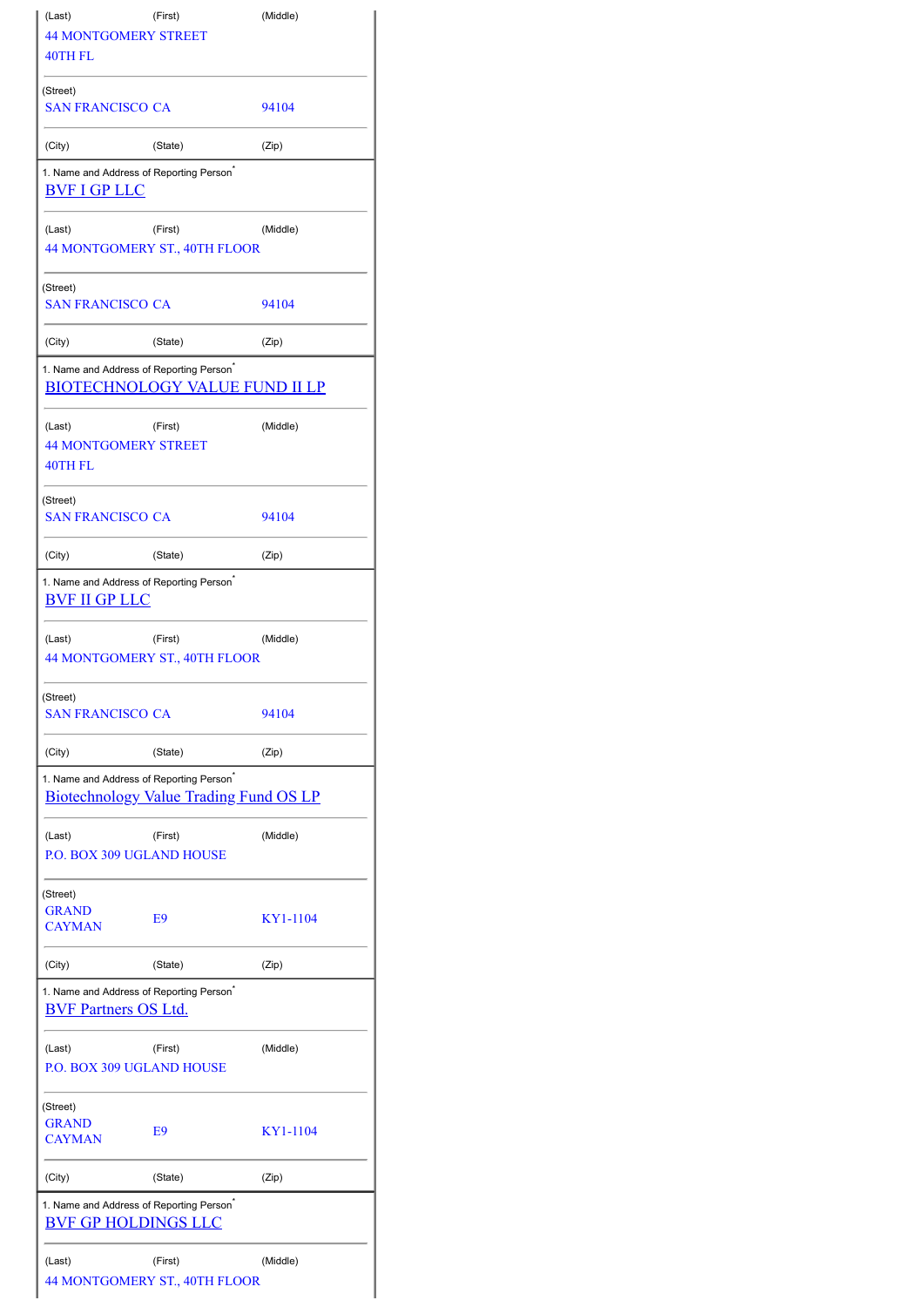| (Last) | (First) | (Middle) |
|---|---|---|
| 44 MONTGOMERY STREET 40TH FL | | |
| (Street) | | |
| SAN FRANCISCO | CA | 94104 |
| (City) | (State) | (Zip) |

| 1. Name and Address of Reporting Person* | | |
|---|---|---|
| BVF I GP LLC | | |
| (Last) | (First) | (Middle) |
| 44 MONTGOMERY ST., 40TH FLOOR | | |
| (Street) | | |
| SAN FRANCISCO | CA | 94104 |
| (City) | (State) | (Zip) |

| 1. Name and Address of Reporting Person* | | |
|---|---|---|
| BIOTECHNOLOGY VALUE FUND II LP | | |
| (Last) | (First) | (Middle) |
| 44 MONTGOMERY STREET 40TH FL | | |
| (Street) | | |
| SAN FRANCISCO | CA | 94104 |
| (City) | (State) | (Zip) |

| 1. Name and Address of Reporting Person* | | |
|---|---|---|
| BVF II GP LLC | | |
| (Last) | (First) | (Middle) |
| 44 MONTGOMERY ST., 40TH FLOOR | | |
| (Street) | | |
| SAN FRANCISCO | CA | 94104 |
| (City) | (State) | (Zip) |

| 1. Name and Address of Reporting Person* | | |
|---|---|---|
| Biotechnology Value Trading Fund OS LP | | |
| (Last) | (First) | (Middle) |
| P.O. BOX 309 UGLAND HOUSE | | |
| (Street) | | |
| GRAND CAYMAN | E9 | KY1-1104 |
| (City) | (State) | (Zip) |

| 1. Name and Address of Reporting Person* | | |
|---|---|---|
| BVF Partners OS Ltd. | | |
| (Last) | (First) | (Middle) |
| P.O. BOX 309 UGLAND HOUSE | | |
| (Street) | | |
| GRAND CAYMAN | E9 | KY1-1104 |
| (City) | (State) | (Zip) |

| 1. Name and Address of Reporting Person* | | |
|---|---|---|
| BVF GP HOLDINGS LLC | | |
| (Last) | (First) | (Middle) |
| 44 MONTGOMERY ST., 40TH FLOOR | | |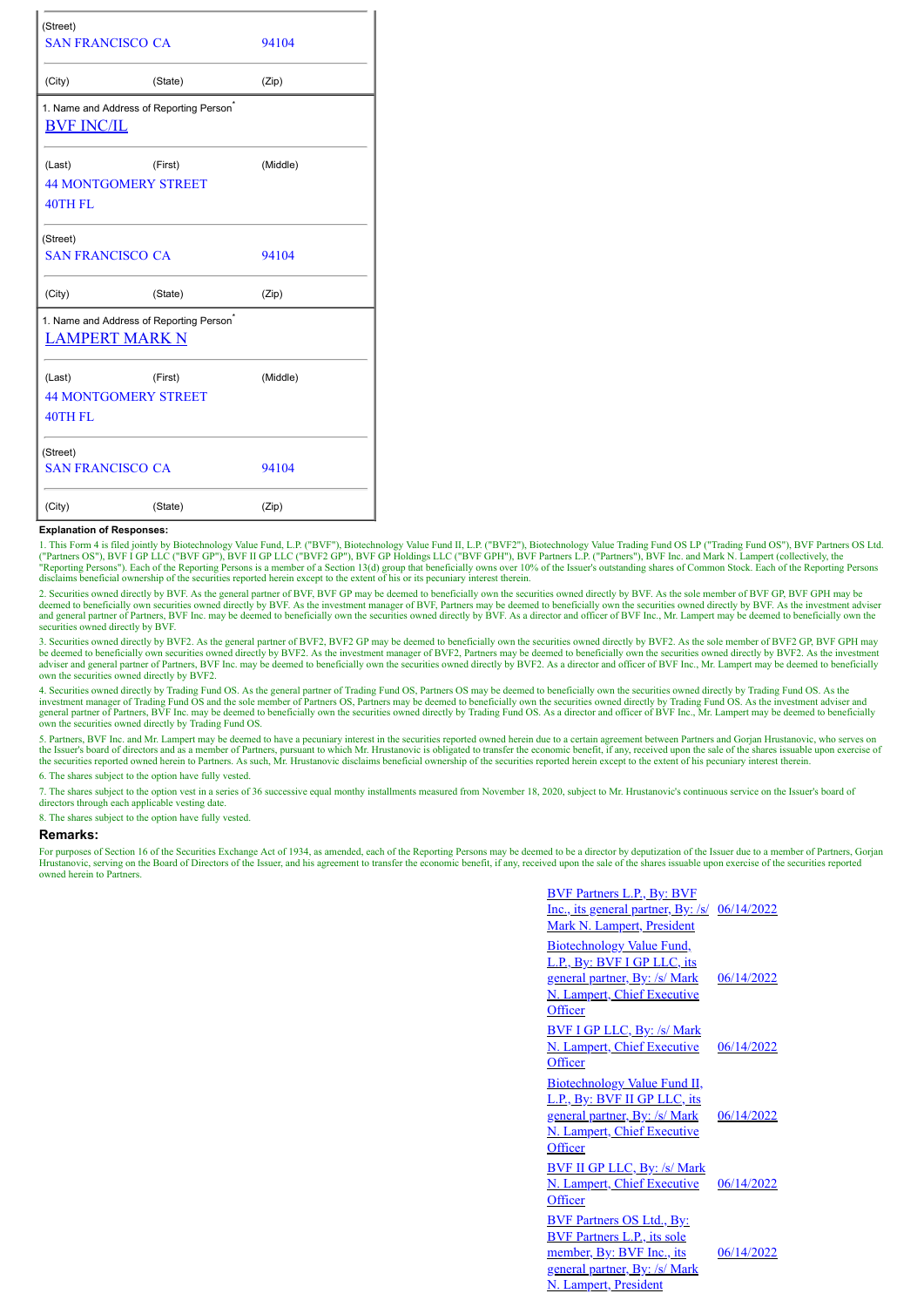| (Street) | | |
|---|---|---|
| SAN FRANCISCO | CA | 94104 |
| (City) | (State) | (Zip) |

1. Name and Address of Reporting Person*

[BVF INC/IL](#)

| (Last) | (First) | (Middle) |
|---|---|---|
| 44 MONTGOMERY STREET | | |
| 40TH FL | | |

| (Street) | | |
|---|---|---|
| SAN FRANCISCO | CA | 94104 |
| (City) | (State) | (Zip) |

1. Name and Address of Reporting Person*

[LAMPERT MARK N](#)

| (Last) | (First) | (Middle) |
|---|---|---|
| 44 MONTGOMERY STREET | | |
| 40TH FL | | |

| (Street) | | |
|---|---|---|
| SAN FRANCISCO | CA | 94104 |
| (City) | (State) | (Zip) |

**Explanation of Responses:**

1. This Form 4 is filed jointly by Biotechnology Value Fund, L.P. ("BVF"), Biotechnology Value Fund II, L.P. ("BVF2"), Biotechnology Value Trading Fund OS LP ("Trading Fund OS"), BVF Partners OS Ltd. ("Partners OS"), BVF I GP LLC ("BVF GP"), BVF II GP LLC ("BVF2 GP"), BVF GP Holdings LLC ("BVF GPH"), BVF Partners L.P. ("Partners"), BVF Inc. and Mark N. Lampert (collectively, the "Reporting Persons"). Each of the Reporting Persons is a member of a Section 13(d) group that beneficially owns over 10% of the Issuer's outstanding shares of Common Stock. Each of the Reporting Persons disclaims beneficial ownership of the securities reported herein except to the extent of his or its pecuniary interest therein.

2. Securities owned directly by BVF. As the general partner of BVF, BVF GP may be deemed to beneficially own the securities owned directly by BVF. As the sole member of BVF GP, BVF GPH may be deemed to beneficially own securities owned directly by BVF. As the investment manager of BVF, Partners may be deemed to beneficially own the securities owned directly by BVF. As the investment adviser and general partner of Partners, BVF Inc. may be deemed to beneficially own the securities owned directly by BVF. As a director and officer of BVF Inc., Mr. Lampert may be deemed to beneficially own the securities owned directly by BVF.

3. Securities owned directly by BVF2. As the general partner of BVF2, BVF2 GP may be deemed to beneficially own the securities owned directly by BVF2. As the sole member of BVF2 GP, BVF GPH may be deemed to beneficially own securities owned directly by BVF2. As the investment manager of BVF2, Partners may be deemed to beneficially own the securities owned directly by BVF2. As the investment adviser and general partner of Partners, BVF Inc. may be deemed to beneficially own the securities owned directly by BVF2. As a director and officer of BVF Inc., Mr. Lampert may be deemed to beneficially own the securities owned directly by BVF2.

4. Securities owned directly by Trading Fund OS. As the general partner of Trading Fund OS, Partners OS may be deemed to beneficially own the securities owned directly by Trading Fund OS. As the investment manager of Trading Fund OS and the sole member of Partners OS, Partners may be deemed to beneficially own the securities owned directly by Trading Fund OS. As the investment adviser and general partner of Partners, BVF Inc. may be deemed to beneficially own the securities owned directly by Trading Fund OS. As a director and officer of BVF Inc., Mr. Lampert may be deemed to beneficially own the securities owned directly by Trading Fund OS.

5. Partners, BVF Inc. and Mr. Lampert may be deemed to have a pecuniary interest in the securities reported owned herein due to a certain agreement between Partners and Gorjan Hrustanovic, who serves on the Issuer's board of directors and as a member of Partners, pursuant to which Mr. Hrustanovic is obligated to transfer the economic benefit, if any, received upon the sale of the shares issuable upon exercise of the securities reported owned herein to Partners. As such, Mr. Hrustanovic disclaims beneficial ownership of the securities reported herein except to the extent of his pecuniary interest therein.

6. The shares subject to the option have fully vested.

7. The shares subject to the option vest in a series of 36 successive equal monthly installments measured from November 18, 2020, subject to Mr. Hrustanovic's continuous service on the Issuer's board of directors through each applicable vesting date.

8. The shares subject to the option have fully vested.

## Remarks:

For purposes of Section 16 of the Securities Exchange Act of 1934, as amended, each of the Reporting Persons may be deemed to be a director by deputization of the Issuer due to a member of Partners, Gorjan Hrustanovic, serving on the Board of Directors of the Issuer, and his agreement to transfer the economic benefit, if any, received upon the sale of the shares issuable upon exercise of the securities reported owned herein to Partners.

| | |
|---|---|
| BVF Partners L.P., By: BVF Inc., its general partner, By: /s/ Mark N. Lampert, President | 06/14/2022 |
| Biotechnology Value Fund, L.P., By: BVF I GP LLC, its general partner, By: /s/ Mark N. Lampert, Chief Executive Officer | 06/14/2022 |
| BVF I GP LLC, By: /s/ Mark N. Lampert, Chief Executive Officer | 06/14/2022 |
| Biotechnology Value Fund II, L.P., By: BVF II GP LLC, its general partner, By: /s/ Mark N. Lampert, Chief Executive Officer | 06/14/2022 |
| BVF II GP LLC, By: /s/ Mark N. Lampert, Chief Executive Officer | 06/14/2022 |
| BVF Partners OS Ltd., By: BVF Partners L.P., its sole member, By: BVF Inc., its general partner, By: /s/ Mark N. Lampert, President | 06/14/2022 |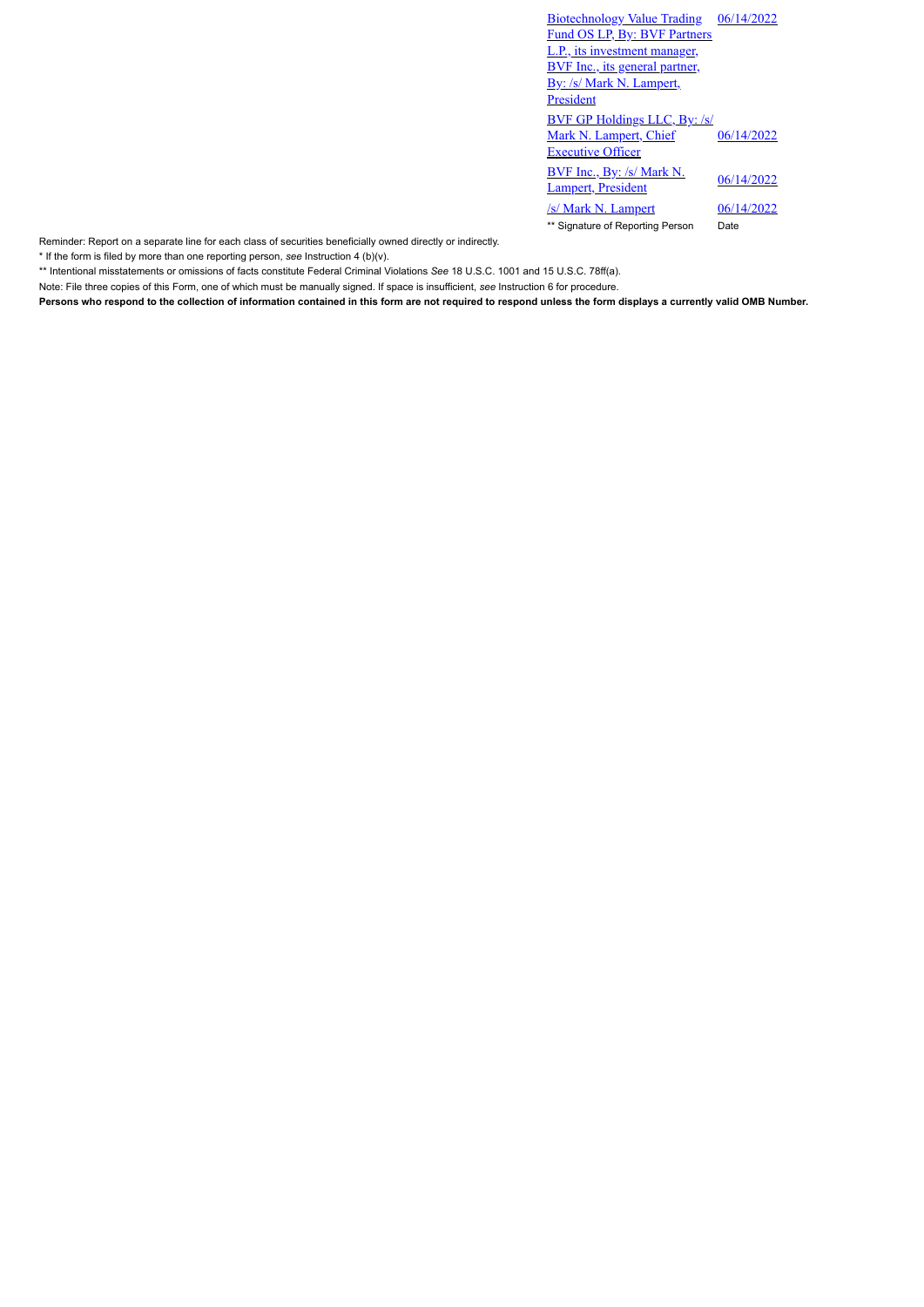| | |
|---|---|
| Biotechnology Value Trading Fund OS LP, By: BVF Partners L.P., its investment manager, BVF Inc., its general partner, By: /s/ Mark N. Lampert, President | 06/14/2022 |
| BVF GP Holdings LLC, By: /s/ Mark N. Lampert, Chief Executive Officer | 06/14/2022 |
| BVF Inc., By: /s/ Mark N. Lampert, President | 06/14/2022 |
| /s/ Mark N. Lampert | 06/14/2022 |
| ** Signature of Reporting Person | Date |

Reminder: Report on a separate line for each class of securities beneficially owned directly or indirectly.

* If the form is filed by more than one reporting person, *see* Instruction 4 (b)(v).

** Intentional misstatements or omissions of facts constitute Federal Criminal Violations *See* 18 U.S.C. 1001 and 15 U.S.C. 78ff(a).

Note: File three copies of this Form, one of which must be manually signed. If space is insufficient, *see* Instruction 6 for procedure.

**Persons who respond to the collection of information contained in this form are not required to respond unless the form displays a currently valid OMB Number.**